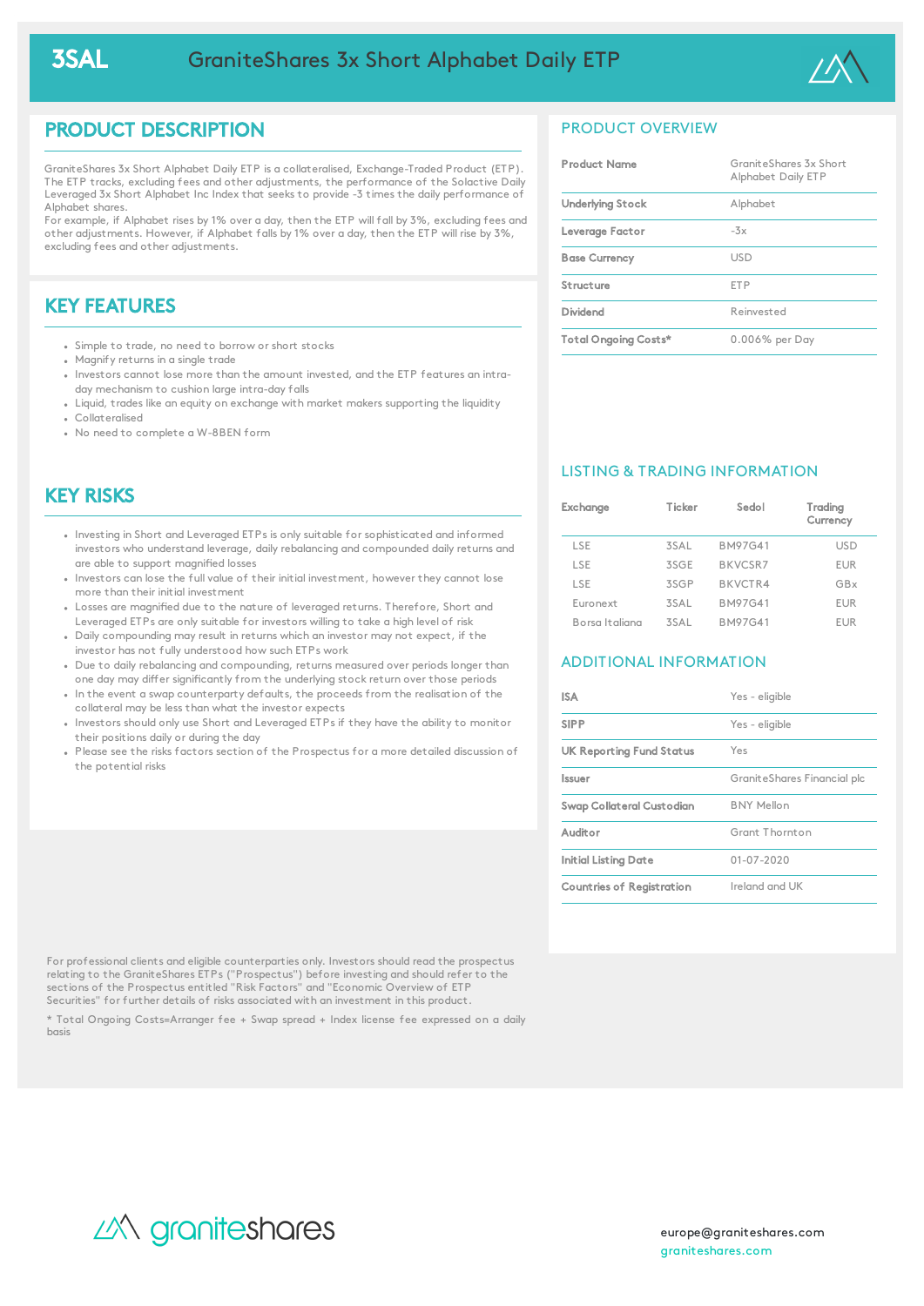# 3SAL GraniteShares 3x Short Alphabet Daily ETP

## PRODUCT DESCRIPTION

GraniteShares 3x Short Alphabet Daily ETP is a collateralised, Exchange-Traded Product (ETP). The ETP tracks, excluding fees and other adjustments, the performance of the Solactive Daily Leveraged 3x Short Alphabet Inc Index that seeks to provide -3 times the daily performance of Alphabet shares.
For example, if Alphabet rises by 1% over a day, then the ETP will fall by 3%, excluding fees and other adjustments. However, if Alphabet falls by 1% over a day, then the ETP will rise by 3%, excluding fees and other adjustments.

## KEY FEATURES

- Simple to trade, no need to borrow or short stocks
- Magnify returns in a single trade
- Investors cannot lose more than the amount invested, and the ETP features an intra-day mechanism to cushion large intra-day falls
- Liquid, trades like an equity on exchange with market makers supporting the liquidity
- Collateralised
- No need to complete a W-8BEN form

## KEY RISKS

- Investing in Short and Leveraged ETPs is only suitable for sophisticated and informed investors who understand leverage, daily rebalancing and compounded daily returns and are able to support magnified losses
- Investors can lose the full value of their initial investment, however they cannot lose more than their initial investment
- Losses are magnified due to the nature of leveraged returns. Therefore, Short and Leveraged ETPs are only suitable for investors willing to take a high level of risk
- Daily compounding may result in returns which an investor may not expect, if the investor has not fully understood how such ETPs work
- Due to daily rebalancing and compounding, returns measured over periods longer than one day may differ significantly from the underlying stock return over those periods
- In the event a swap counterparty defaults, the proceeds from the realisation of the collateral may be less than what the investor expects
- Investors should only use Short and Leveraged ETPs if they have the ability to monitor their positions daily or during the day
- Please see the risks factors section of the Prospectus for a more detailed discussion of the potential risks

## PRODUCT OVERVIEW

| | |
|---|---|
| Product Name | GraniteShares 3x Short Alphabet Daily ETP |
| Underlying Stock | Alphabet |
| Leverage Factor | -3x |
| Base Currency | USD |
| Structure | ETP |
| Dividend | Reinvested |
| Total Ongoing Costs* | 0.006% per Day |

## LISTING & TRADING INFORMATION

| Exchange | Ticker | Sedol | Trading Currency |
|---|---|---|---|
| LSE | 3SAL | BM97G41 | USD |
| LSE | 3SGE | BKVCSR7 | EUR |
| LSE | 3SGP | BKVCTR4 | GBx |
| Euronext | 3SAL | BM97G41 | EUR |
| Borsa Italiana | 3SAL | BM97G41 | EUR |

## ADDITIONAL INFORMATION

| | |
|---|---|
| ISA | Yes - eligible |
| SIPP | Yes - eligible |
| UK Reporting Fund Status | Yes |
| Issuer | GraniteShares Financial plc |
| Swap Collateral Custodian | BNY Mellon |
| Auditor | Grant Thornton |
| Initial Listing Date | 01-07-2020 |
| Countries of Registration | Ireland and UK |

For professional clients and eligible counterparties only. Investors should read the prospectus relating to the GraniteShares ETPs ("Prospectus") before investing and should refer to the sections of the Prospectus entitled "Risk Factors" and "Economic Overview of ETP Securities" for further details of risks associated with an investment in this product.

\* Total Ongoing Costs=Arranger fee + Swap spread + Index license fee expressed on a daily basis

graniteshares

europe@graniteshares.com
graniteshares.com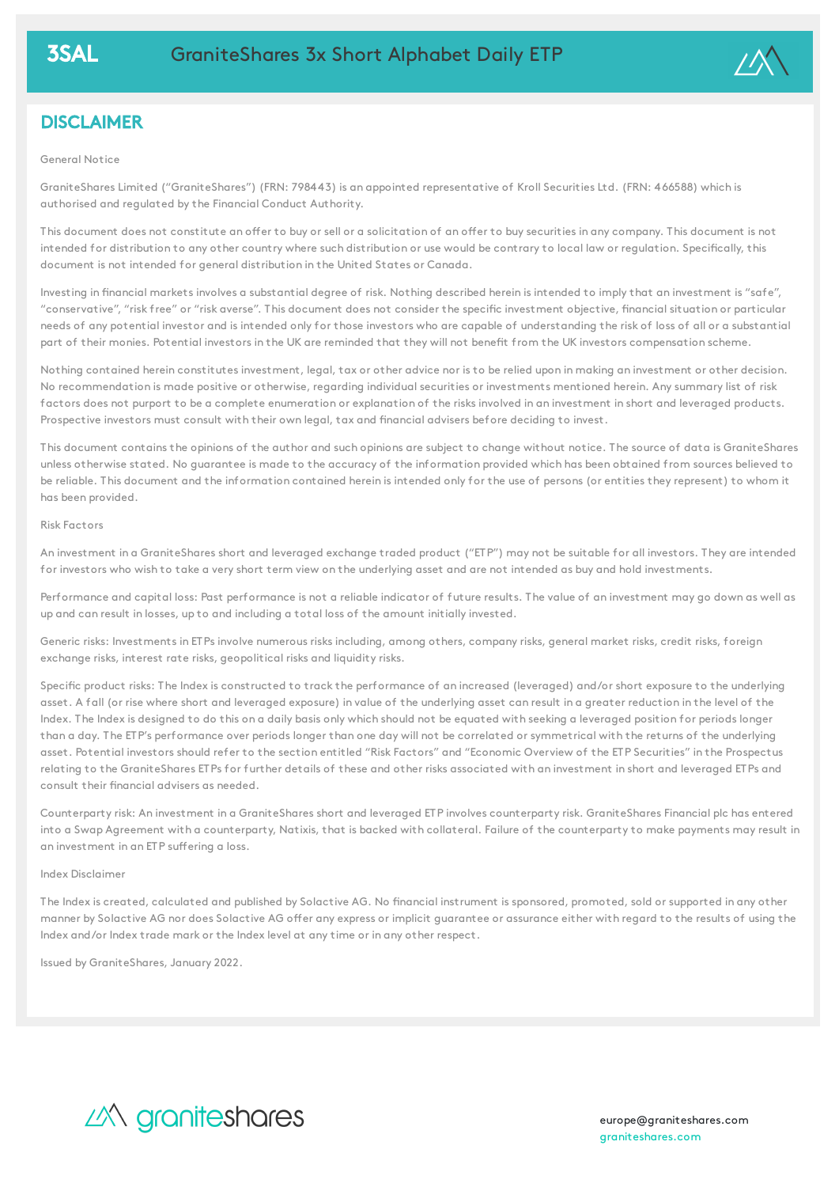# 3SAL GraniteShares 3x Short Alphabet Daily ETP

## DISCLAIMER

General Notice

GraniteShares Limited ("GraniteShares") (FRN: 798443) is an appointed representative of Kroll Securities Ltd. (FRN: 466588) which is authorised and regulated by the Financial Conduct Authority.

This document does not constitute an offer to buy or sell or a solicitation of an offer to buy securities in any company. This document is not intended for distribution to any other country where such distribution or use would be contrary to local law or regulation. Specifically, this document is not intended for general distribution in the United States or Canada.

Investing in financial markets involves a substantial degree of risk. Nothing described herein is intended to imply that an investment is "safe", "conservative", "risk free" or "risk averse". This document does not consider the specific investment objective, financial situation or particular needs of any potential investor and is intended only for those investors who are capable of understanding the risk of loss of all or a substantial part of their monies. Potential investors in the UK are reminded that they will not benefit from the UK investors compensation scheme.

Nothing contained herein constitutes investment, legal, tax or other advice nor is to be relied upon in making an investment or other decision. No recommendation is made positive or otherwise, regarding individual securities or investments mentioned herein. Any summary list of risk factors does not purport to be a complete enumeration or explanation of the risks involved in an investment in short and leveraged products. Prospective investors must consult with their own legal, tax and financial advisers before deciding to invest.

This document contains the opinions of the author and such opinions are subject to change without notice. The source of data is GraniteShares unless otherwise stated. No guarantee is made to the accuracy of the information provided which has been obtained from sources believed to be reliable. This document and the information contained herein is intended only for the use of persons (or entities they represent) to whom it has been provided.

Risk Factors

An investment in a GraniteShares short and leveraged exchange traded product ("ETP") may not be suitable for all investors. They are intended for investors who wish to take a very short term view on the underlying asset and are not intended as buy and hold investments.

Performance and capital loss: Past performance is not a reliable indicator of future results. The value of an investment may go down as well as up and can result in losses, up to and including a total loss of the amount initially invested.

Generic risks: Investments in ETPs involve numerous risks including, among others, company risks, general market risks, credit risks, foreign exchange risks, interest rate risks, geopolitical risks and liquidity risks.

Specific product risks: The Index is constructed to track the performance of an increased (leveraged) and/or short exposure to the underlying asset. A fall (or rise where short and leveraged exposure) in value of the underlying asset can result in a greater reduction in the level of the Index. The Index is designed to do this on a daily basis only which should not be equated with seeking a leveraged position for periods longer than a day. The ETP's performance over periods longer than one day will not be correlated or symmetrical with the returns of the underlying asset. Potential investors should refer to the section entitled "Risk Factors" and "Economic Overview of the ETP Securities" in the Prospectus relating to the GraniteShares ETPs for further details of these and other risks associated with an investment in short and leveraged ETPs and consult their financial advisers as needed.

Counterparty risk: An investment in a GraniteShares short and leveraged ETP involves counterparty risk. GraniteShares Financial plc has entered into a Swap Agreement with a counterparty, Natixis, that is backed with collateral. Failure of the counterparty to make payments may result in an investment in an ETP suffering a loss.

Index Disclaimer

The Index is created, calculated and published by Solactive AG. No financial instrument is sponsored, promoted, sold or supported in any other manner by Solactive AG nor does Solactive AG offer any express or implicit guarantee or assurance either with regard to the results of using the Index and/or Index trade mark or the Index level at any time or in any other respect.

Issued by GraniteShares, January 2022.

graniteshares

europe@graniteshares.com
graniteshares.com